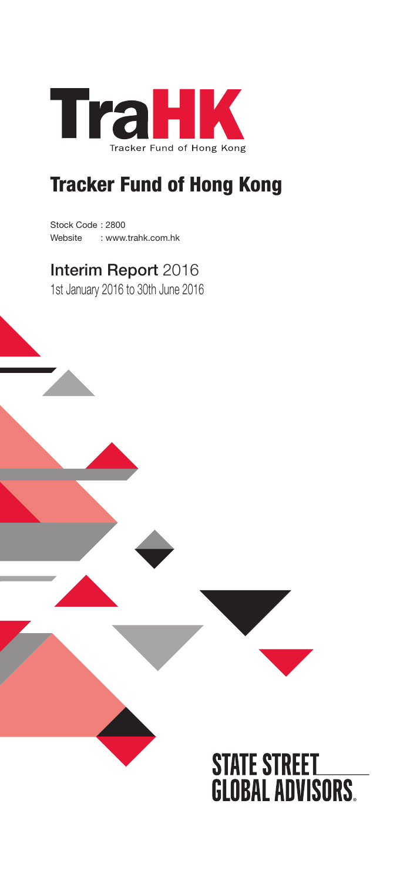# TraHK

Tracker Fund of Hong Kong

# Tracker Fund of Hong Kong

Stock Code : 2800
Website : www.trahk.com.hk

## Interim Report 2016

1st January 2016 to 30th June 2016

STATE STREET GLOBAL ADVISORS.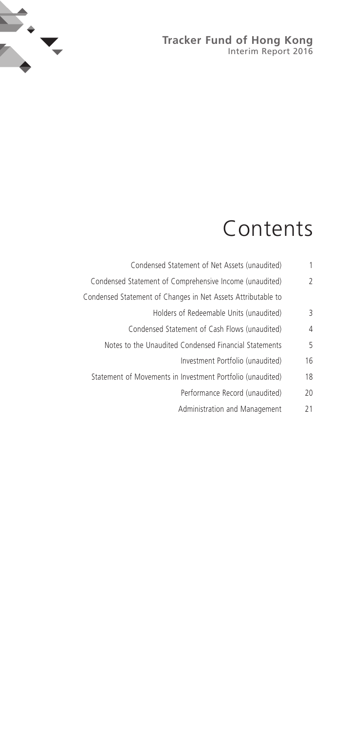# Contents

| | |
|---|---|
| Condensed Statement of Net Assets (unaudited) | 1 |
| Condensed Statement of Comprehensive Income (unaudited) | 2 |
| Condensed Statement of Changes in Net Assets Attributable to Holders of Redeemable Units (unaudited) | 3 |
| Condensed Statement of Cash Flows (unaudited) | 4 |
| Notes to the Unaudited Condensed Financial Statements | 5 |
| Investment Portfolio (unaudited) | 16 |
| Statement of Movements in Investment Portfolio (unaudited) | 18 |
| Performance Record (unaudited) | 20 |
| Administration and Management | 21 |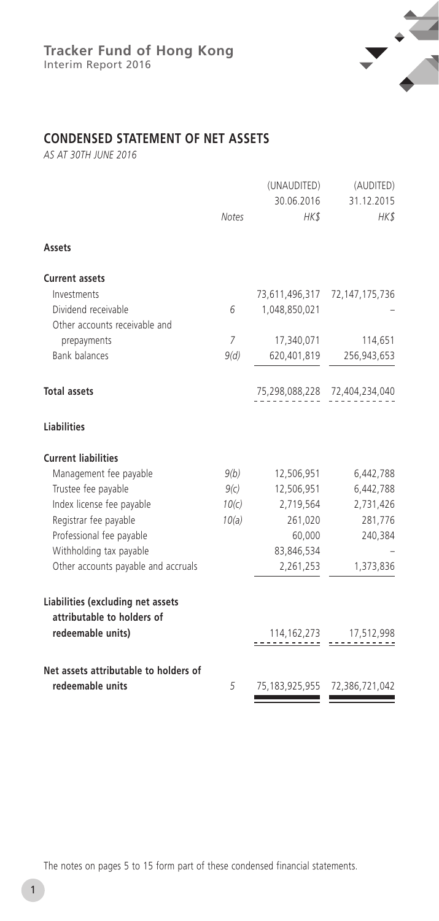## CONDENSED STATEMENT OF NET ASSETS

*AS AT 30TH JUNE 2016*

| | Notes | (UNAUDITED) 30.06.2016 HK$ | (AUDITED) 31.12.2015 HK$ |
|---|---|---|---|
| **Assets** | | | |
| **Current assets** | | | |
| Investments | | 73,611,496,317 | 72,147,175,736 |
| Dividend receivable | 6 | 1,048,850,021 | – |
| Other accounts receivable and prepayments | 7 | 17,340,071 | 114,651 |
| Bank balances | 9(d) | 620,401,819 | 256,943,653 |
| **Total assets** | | 75,298,088,228 | 72,404,234,040 |
| **Liabilities** | | | |
| **Current liabilities** | | | |
| Management fee payable | 9(b) | 12,506,951 | 6,442,788 |
| Trustee fee payable | 9(c) | 12,506,951 | 6,442,788 |
| Index license fee payable | 10(c) | 2,719,564 | 2,731,426 |
| Registrar fee payable | 10(a) | 261,020 | 281,776 |
| Professional fee payable | | 60,000 | 240,384 |
| Withholding tax payable | | 83,846,534 | – |
| Other accounts payable and accruals | | 2,261,253 | 1,373,836 |
| **Liabilities (excluding net assets attributable to holders of redeemable units)** | | 114,162,273 | 17,512,998 |
| **Net assets attributable to holders of redeemable units** | 5 | 75,183,925,955 | 72,386,721,042 |

The notes on pages 5 to 15 form part of these condensed financial statements.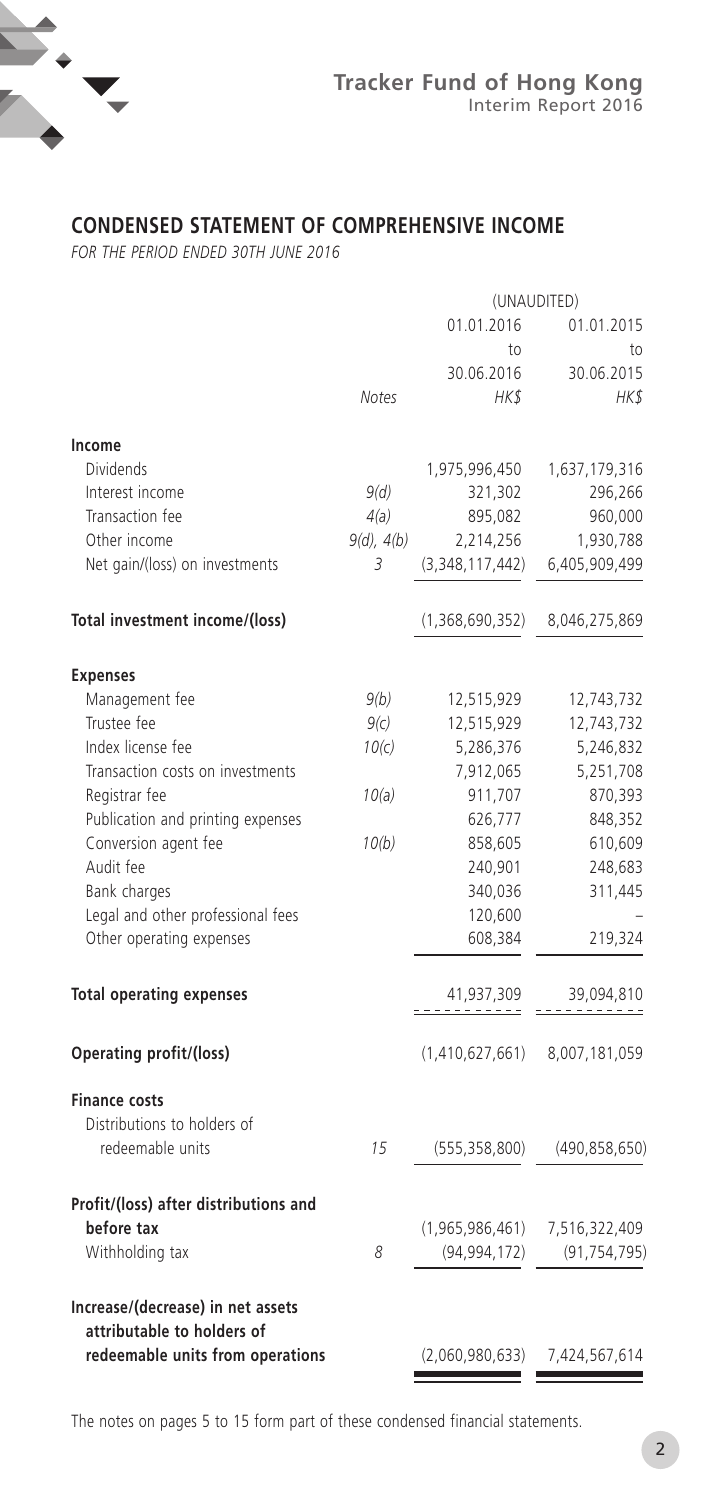## CONDENSED STATEMENT OF COMPREHENSIVE INCOME

*FOR THE PERIOD ENDED 30TH JUNE 2016*

| | | (UNAUDITED) | |
|---|---|---|---|
| | | 01.01.2016 to 30.06.2016 | 01.01.2015 to 30.06.2015 |
| | *Notes* | *HK$* | *HK$* |
| **Income** | | | |
| Dividends | | 1,975,996,450 | 1,637,179,316 |
| Interest income | 9(d) | 321,302 | 296,266 |
| Transaction fee | 4(a) | 895,082 | 960,000 |
| Other income | 9(d), 4(b) | 2,214,256 | 1,930,788 |
| Net gain/(loss) on investments | 3 | (3,348,117,442) | 6,405,909,499 |
| **Total investment income/(loss)** | | (1,368,690,352) | 8,046,275,869 |
| **Expenses** | | | |
| Management fee | 9(b) | 12,515,929 | 12,743,732 |
| Trustee fee | 9(c) | 12,515,929 | 12,743,732 |
| Index license fee | 10(c) | 5,286,376 | 5,246,832 |
| Transaction costs on investments | | 7,912,065 | 5,251,708 |
| Registrar fee | 10(a) | 911,707 | 870,393 |
| Publication and printing expenses | | 626,777 | 848,352 |
| Conversion agent fee | 10(b) | 858,605 | 610,609 |
| Audit fee | | 240,901 | 248,683 |
| Bank charges | | 340,036 | 311,445 |
| Legal and other professional fees | | 120,600 | – |
| Other operating expenses | | 608,384 | 219,324 |
| **Total operating expenses** | | 41,937,309 | 39,094,810 |
| **Operating profit/(loss)** | | (1,410,627,661) | 8,007,181,059 |
| **Finance costs** | | | |
| Distributions to holders of redeemable units | 15 | (555,358,800) | (490,858,650) |
| **Profit/(loss) after distributions and before tax** | | (1,965,986,461) | 7,516,322,409 |
| Withholding tax | 8 | (94,994,172) | (91,754,795) |
| **Increase/(decrease) in net assets attributable to holders of redeemable units from operations** | | (2,060,980,633) | 7,424,567,614 |

The notes on pages 5 to 15 form part of these condensed financial statements.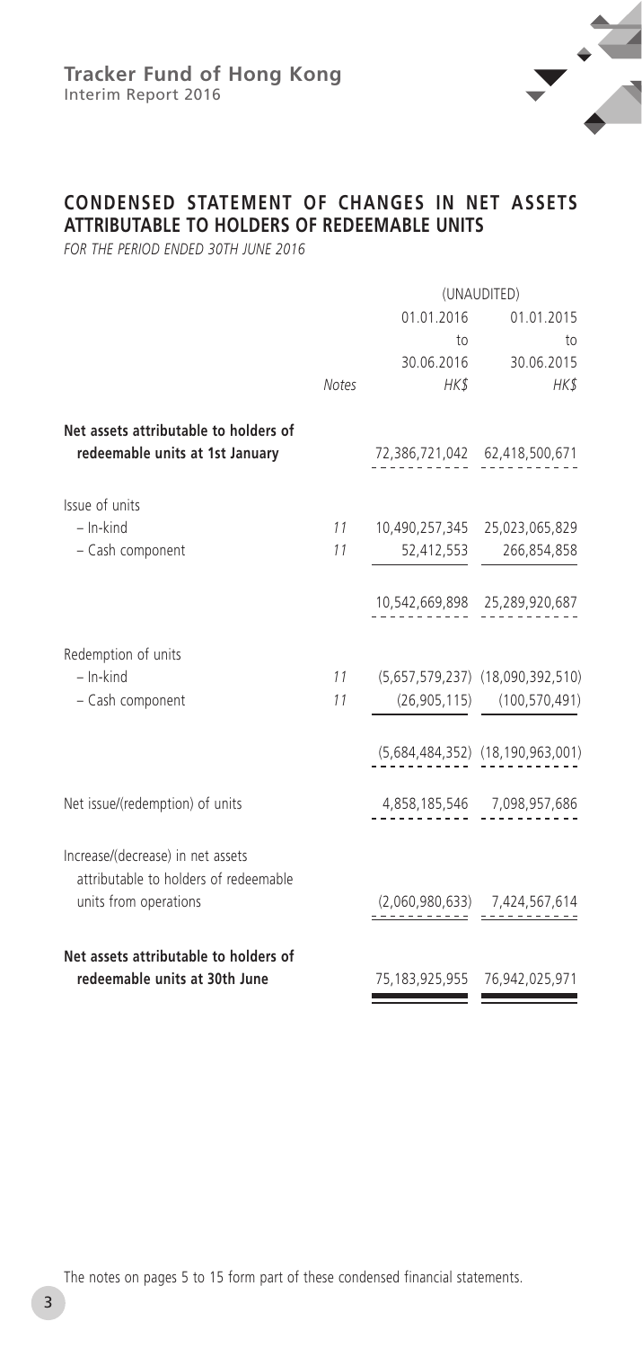## CONDENSED STATEMENT OF CHANGES IN NET ASSETS ATTRIBUTABLE TO HOLDERS OF REDEEMABLE UNITS

*FOR THE PERIOD ENDED 30TH JUNE 2016*

| | Notes | (UNAUDITED) 01.01.2016 to 30.06.2016 HK$ | 01.01.2015 to 30.06.2015 HK$ |
|---|---|---|---|
| **Net assets attributable to holders of redeemable units at 1st January** | | 72,386,721,042 | 62,418,500,671 |
| Issue of units | | | |
| – In-kind | 11 | 10,490,257,345 | 25,023,065,829 |
| – Cash component | 11 | 52,412,553 | 266,854,858 |
| | | 10,542,669,898 | 25,289,920,687 |
| Redemption of units | | | |
| – In-kind | 11 | (5,657,579,237) | (18,090,392,510) |
| – Cash component | 11 | (26,905,115) | (100,570,491) |
| | | (5,684,484,352) | (18,190,963,001) |
| Net issue/(redemption) of units | | 4,858,185,546 | 7,098,957,686 |
| Increase/(decrease) in net assets attributable to holders of redeemable units from operations | | (2,060,980,633) | 7,424,567,614 |
| **Net assets attributable to holders of redeemable units at 30th June** | | 75,183,925,955 | 76,942,025,971 |

The notes on pages 5 to 15 form part of these condensed financial statements.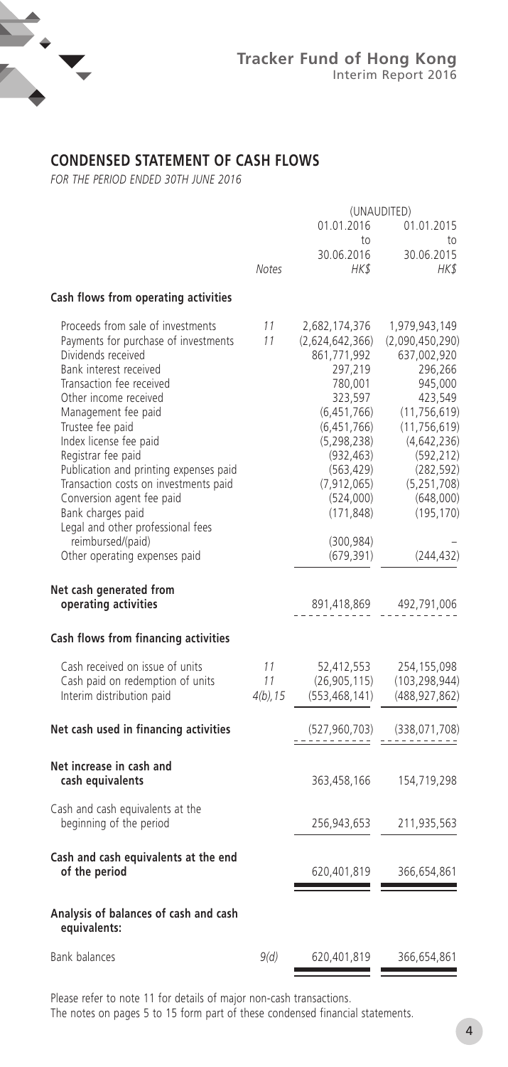## CONDENSED STATEMENT OF CASH FLOWS

*FOR THE PERIOD ENDED 30TH JUNE 2016*

| | Notes | (UNAUDITED) 01.01.2016 to 30.06.2016 HK$ | 01.01.2015 to 30.06.2015 HK$ |
|---|---|---|---|
| **Cash flows from operating activities** | | | |
| Proceeds from sale of investments | 11 | 2,682,174,376 | 1,979,943,149 |
| Payments for purchase of investments | 11 | (2,624,642,366) | (2,090,450,290) |
| Dividends received | | 861,771,992 | 637,002,920 |
| Bank interest received | | 297,219 | 296,266 |
| Transaction fee received | | 780,001 | 945,000 |
| Other income received | | 323,597 | 423,549 |
| Management fee paid | | (6,451,766) | (11,756,619) |
| Trustee fee paid | | (6,451,766) | (11,756,619) |
| Index license fee paid | | (5,298,238) | (4,642,236) |
| Registrar fee paid | | (932,463) | (592,212) |
| Publication and printing expenses paid | | (563,429) | (282,592) |
| Transaction costs on investments paid | | (7,912,065) | (5,251,708) |
| Conversion agent fee paid | | (524,000) | (648,000) |
| Bank charges paid | | (171,848) | (195,170) |
| Legal and other professional fees reimbursed/(paid) | | (300,984) | – |
| Other operating expenses paid | | (679,391) | (244,432) |
| **Net cash generated from operating activities** | | 891,418,869 | 492,791,006 |
| **Cash flows from financing activities** | | | |
| Cash received on issue of units | 11 | 52,412,553 | 254,155,098 |
| Cash paid on redemption of units | 11 | (26,905,115) | (103,298,944) |
| Interim distribution paid | 4(b), 15 | (553,468,141) | (488,927,862) |
| **Net cash used in financing activities** | | (527,960,703) | (338,071,708) |
| **Net increase in cash and cash equivalents** | | 363,458,166 | 154,719,298 |
| Cash and cash equivalents at the beginning of the period | | 256,943,653 | 211,935,563 |
| **Cash and cash equivalents at the end of the period** | | 620,401,819 | 366,654,861 |
| **Analysis of balances of cash and cash equivalents:** | | | |
| Bank balances | 9(d) | 620,401,819 | 366,654,861 |

Please refer to note 11 for details of major non-cash transactions.
The notes on pages 5 to 15 form part of these condensed financial statements.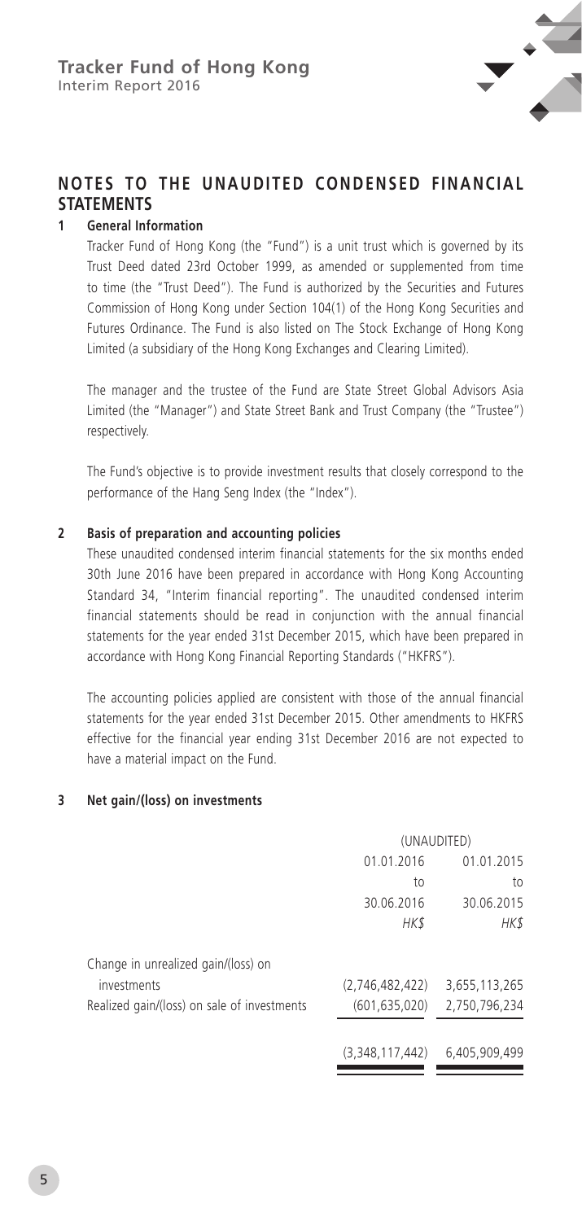## NOTES TO THE UNAUDITED CONDENSED FINANCIAL STATEMENTS

### 1 General Information

Tracker Fund of Hong Kong (the "Fund") is a unit trust which is governed by its Trust Deed dated 23rd October 1999, as amended or supplemented from time to time (the "Trust Deed"). The Fund is authorized by the Securities and Futures Commission of Hong Kong under Section 104(1) of the Hong Kong Securities and Futures Ordinance. The Fund is also listed on The Stock Exchange of Hong Kong Limited (a subsidiary of the Hong Kong Exchanges and Clearing Limited).

The manager and the trustee of the Fund are State Street Global Advisors Asia Limited (the "Manager") and State Street Bank and Trust Company (the "Trustee") respectively.

The Fund's objective is to provide investment results that closely correspond to the performance of the Hang Seng Index (the "Index").

### 2 Basis of preparation and accounting policies

These unaudited condensed interim financial statements for the six months ended 30th June 2016 have been prepared in accordance with Hong Kong Accounting Standard 34, "Interim financial reporting". The unaudited condensed interim financial statements should be read in conjunction with the annual financial statements for the year ended 31st December 2015, which have been prepared in accordance with Hong Kong Financial Reporting Standards ("HKFRS").

The accounting policies applied are consistent with those of the annual financial statements for the year ended 31st December 2015. Other amendments to HKFRS effective for the financial year ending 31st December 2016 are not expected to have a material impact on the Fund.

### 3 Net gain/(loss) on investments

| | (UNAUDITED) | |
|---|---|---|
| | 01.01.2016 to 30.06.2016 *HK$* | 01.01.2015 to 30.06.2015 *HK$* |
| Change in unrealized gain/(loss) on investments | (2,746,482,422) | 3,655,113,265 |
| Realized gain/(loss) on sale of investments | (601,635,020) | 2,750,796,234 |
| | (3,348,117,442) | 6,405,909,499 |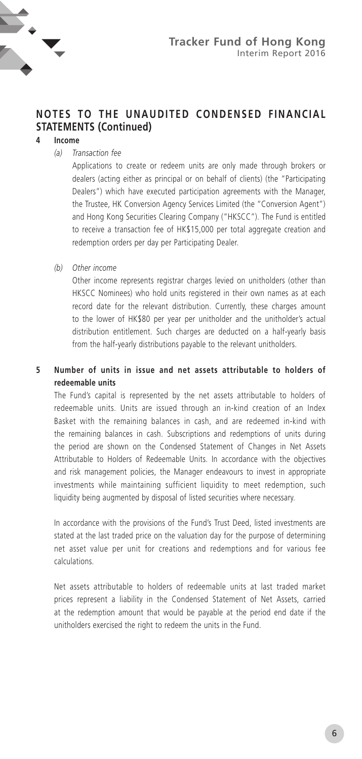## NOTES TO THE UNAUDITED CONDENSED FINANCIAL STATEMENTS (Continued)

### 4 Income

*(a) Transaction fee*

Applications to create or redeem units are only made through brokers or dealers (acting either as principal or on behalf of clients) (the "Participating Dealers") which have executed participation agreements with the Manager, the Trustee, HK Conversion Agency Services Limited (the "Conversion Agent") and Hong Kong Securities Clearing Company ("HKSCC"). The Fund is entitled to receive a transaction fee of HK$15,000 per total aggregate creation and redemption orders per day per Participating Dealer.

*(b) Other income*

Other income represents registrar charges levied on unitholders (other than HKSCC Nominees) who hold units registered in their own names as at each record date for the relevant distribution. Currently, these charges amount to the lower of HK$80 per year per unitholder and the unitholder's actual distribution entitlement. Such charges are deducted on a half-yearly basis from the half-yearly distributions payable to the relevant unitholders.

### 5 Number of units in issue and net assets attributable to holders of redeemable units

The Fund's capital is represented by the net assets attributable to holders of redeemable units. Units are issued through an in-kind creation of an Index Basket with the remaining balances in cash, and are redeemed in-kind with the remaining balances in cash. Subscriptions and redemptions of units during the period are shown on the Condensed Statement of Changes in Net Assets Attributable to Holders of Redeemable Units. In accordance with the objectives and risk management policies, the Manager endeavours to invest in appropriate investments while maintaining sufficient liquidity to meet redemption, such liquidity being augmented by disposal of listed securities where necessary.

In accordance with the provisions of the Fund's Trust Deed, listed investments are stated at the last traded price on the valuation day for the purpose of determining net asset value per unit for creations and redemptions and for various fee calculations.

Net assets attributable to holders of redeemable units at last traded market prices represent a liability in the Condensed Statement of Net Assets, carried at the redemption amount that would be payable at the period end date if the unitholders exercised the right to redeem the units in the Fund.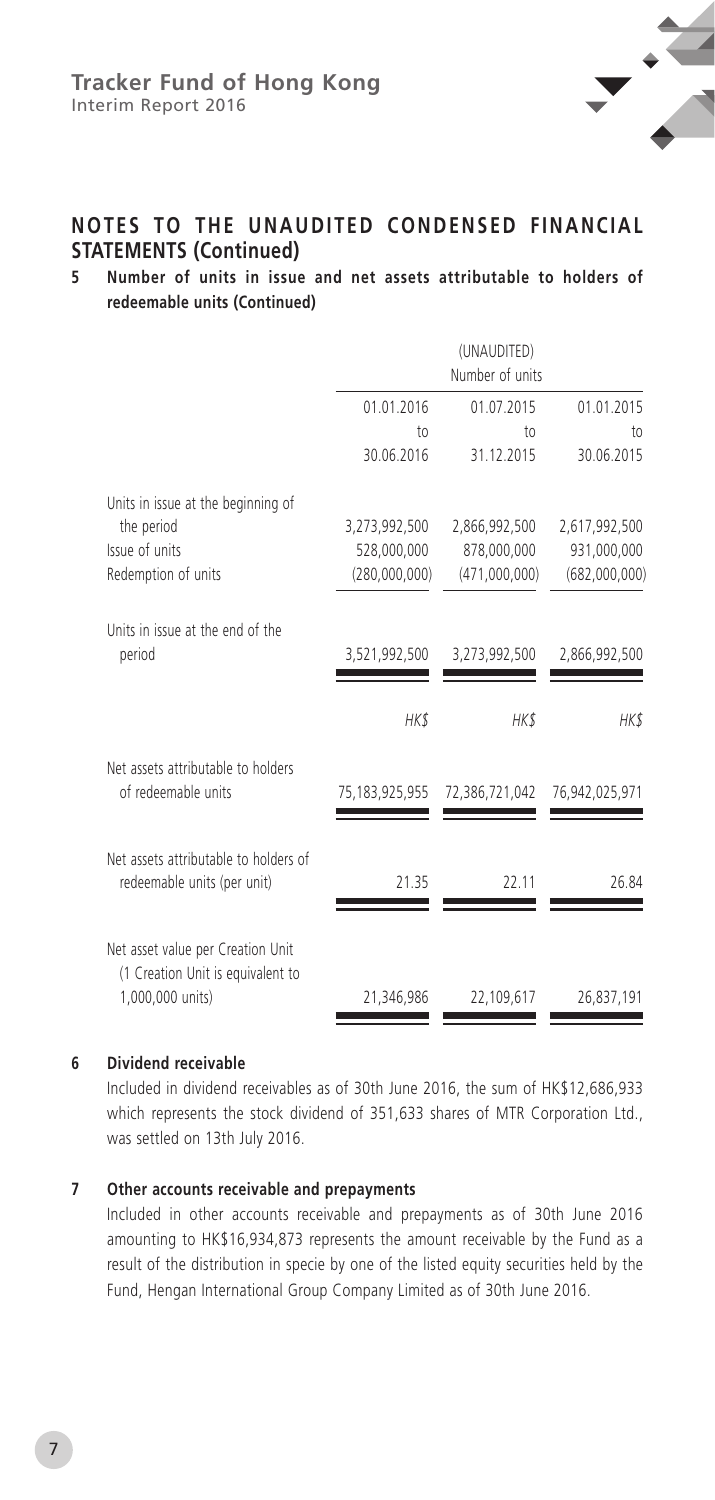## NOTES TO THE UNAUDITED CONDENSED FINANCIAL STATEMENTS (Continued)

### 5 Number of units in issue and net assets attributable to holders of redeemable units (Continued)

| | (UNAUDITED) Number of units | | |
|---|---|---|---|
| | 01.01.2016 to 30.06.2016 | 01.07.2015 to 31.12.2015 | 01.01.2015 to 30.06.2015 |
| Units in issue at the beginning of the period | 3,273,992,500 | 2,866,992,500 | 2,617,992,500 |
| Issue of units | 528,000,000 | 878,000,000 | 931,000,000 |
| Redemption of units | (280,000,000) | (471,000,000) | (682,000,000) |
| Units in issue at the end of the period | 3,521,992,500 | 3,273,992,500 | 2,866,992,500 |
| | HK$ | HK$ | HK$ |
| Net assets attributable to holders of redeemable units | 75,183,925,955 | 72,386,721,042 | 76,942,025,971 |
| Net assets attributable to holders of redeemable units (per unit) | 21.35 | 22.11 | 26.84 |
| Net asset value per Creation Unit (1 Creation Unit is equivalent to 1,000,000 units) | 21,346,986 | 22,109,617 | 26,837,191 |

### 6 Dividend receivable

Included in dividend receivables as of 30th June 2016, the sum of HK$12,686,933 which represents the stock dividend of 351,633 shares of MTR Corporation Ltd., was settled on 13th July 2016.

### 7 Other accounts receivable and prepayments

Included in other accounts receivable and prepayments as of 30th June 2016 amounting to HK$16,934,873 represents the amount receivable by the Fund as a result of the distribution in specie by one of the listed equity securities held by the Fund, Hengan International Group Company Limited as of 30th June 2016.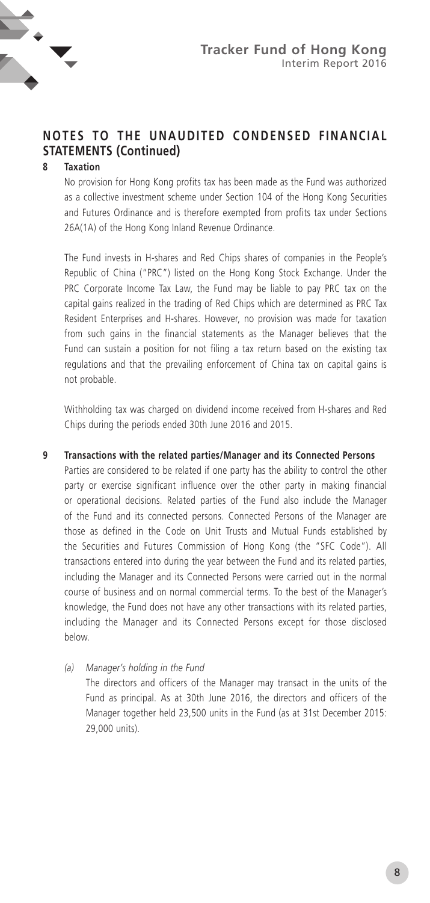## NOTES TO THE UNAUDITED CONDENSED FINANCIAL STATEMENTS (Continued)

### 8 Taxation

No provision for Hong Kong profits tax has been made as the Fund was authorized as a collective investment scheme under Section 104 of the Hong Kong Securities and Futures Ordinance and is therefore exempted from profits tax under Sections 26A(1A) of the Hong Kong Inland Revenue Ordinance.

The Fund invests in H-shares and Red Chips shares of companies in the People's Republic of China ("PRC") listed on the Hong Kong Stock Exchange. Under the PRC Corporate Income Tax Law, the Fund may be liable to pay PRC tax on the capital gains realized in the trading of Red Chips which are determined as PRC Tax Resident Enterprises and H-shares. However, no provision was made for taxation from such gains in the financial statements as the Manager believes that the Fund can sustain a position for not filing a tax return based on the existing tax regulations and that the prevailing enforcement of China tax on capital gains is not probable.

Withholding tax was charged on dividend income received from H-shares and Red Chips during the periods ended 30th June 2016 and 2015.

### 9 Transactions with the related parties/Manager and its Connected Persons

Parties are considered to be related if one party has the ability to control the other party or exercise significant influence over the other party in making financial or operational decisions. Related parties of the Fund also include the Manager of the Fund and its connected persons. Connected Persons of the Manager are those as defined in the Code on Unit Trusts and Mutual Funds established by the Securities and Futures Commission of Hong Kong (the "SFC Code"). All transactions entered into during the year between the Fund and its related parties, including the Manager and its Connected Persons were carried out in the normal course of business and on normal commercial terms. To the best of the Manager's knowledge, the Fund does not have any other transactions with its related parties, including the Manager and its Connected Persons except for those disclosed below.

*(a) Manager's holding in the Fund*

The directors and officers of the Manager may transact in the units of the Fund as principal. As at 30th June 2016, the directors and officers of the Manager together held 23,500 units in the Fund (as at 31st December 2015: 29,000 units).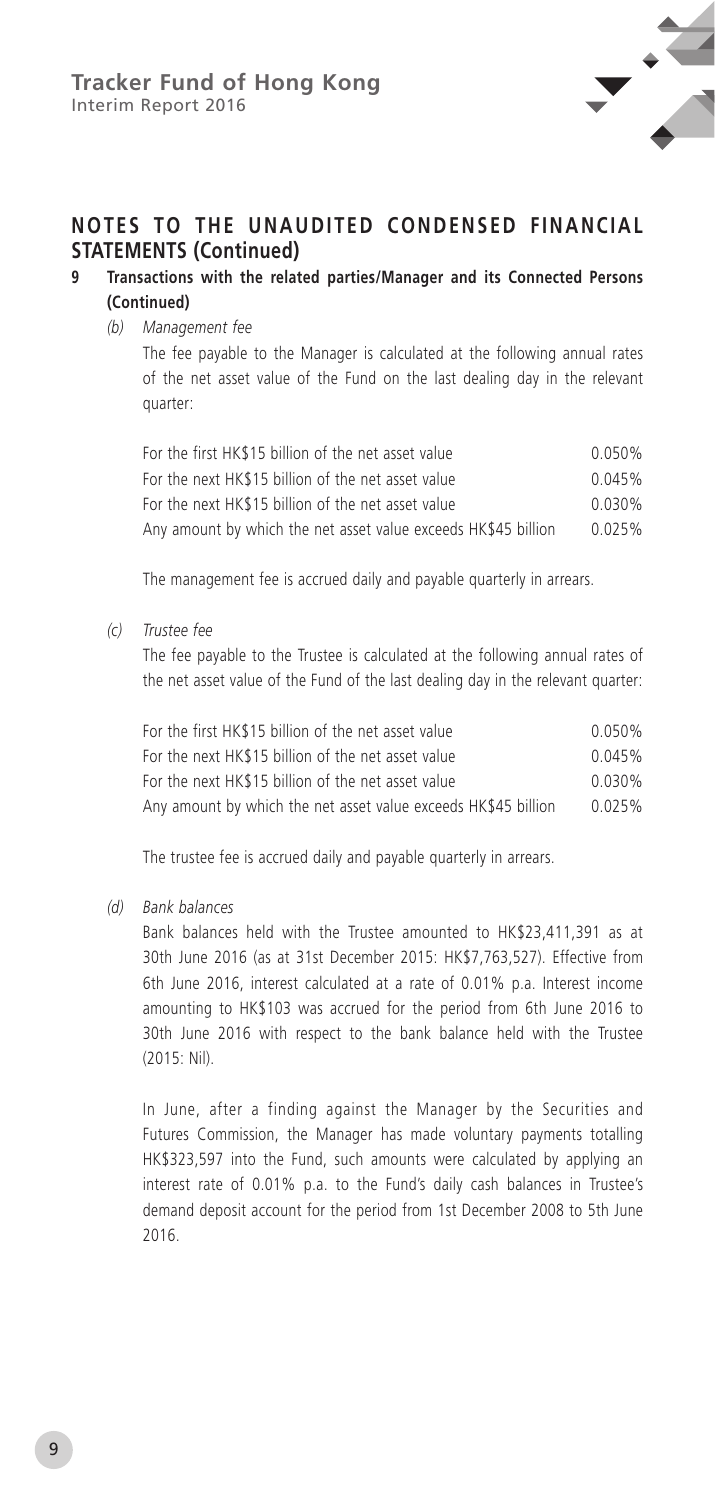## NOTES TO THE UNAUDITED CONDENSED FINANCIAL STATEMENTS (Continued)

### 9 Transactions with the related parties/Manager and its Connected Persons (Continued)

*(b) Management fee*

The fee payable to the Manager is calculated at the following annual rates of the net asset value of the Fund on the last dealing day in the relevant quarter:

| | |
|---|---|
| For the first HK$15 billion of the net asset value | 0.050% |
| For the next HK$15 billion of the net asset value | 0.045% |
| For the next HK$15 billion of the net asset value | 0.030% |
| Any amount by which the net asset value exceeds HK$45 billion | 0.025% |

The management fee is accrued daily and payable quarterly in arrears.

*(c) Trustee fee*

The fee payable to the Trustee is calculated at the following annual rates of the net asset value of the Fund of the last dealing day in the relevant quarter:

| | |
|---|---|
| For the first HK$15 billion of the net asset value | 0.050% |
| For the next HK$15 billion of the net asset value | 0.045% |
| For the next HK$15 billion of the net asset value | 0.030% |
| Any amount by which the net asset value exceeds HK$45 billion | 0.025% |

The trustee fee is accrued daily and payable quarterly in arrears.

*(d) Bank balances*

Bank balances held with the Trustee amounted to HK$23,411,391 as at 30th June 2016 (as at 31st December 2015: HK$7,763,527). Effective from 6th June 2016, interest calculated at a rate of 0.01% p.a. Interest income amounting to HK$103 was accrued for the period from 6th June 2016 to 30th June 2016 with respect to the bank balance held with the Trustee (2015: Nil).

In June, after a finding against the Manager by the Securities and Futures Commission, the Manager has made voluntary payments totalling HK$323,597 into the Fund, such amounts were calculated by applying an interest rate of 0.01% p.a. to the Fund's daily cash balances in Trustee's demand deposit account for the period from 1st December 2008 to 5th June 2016.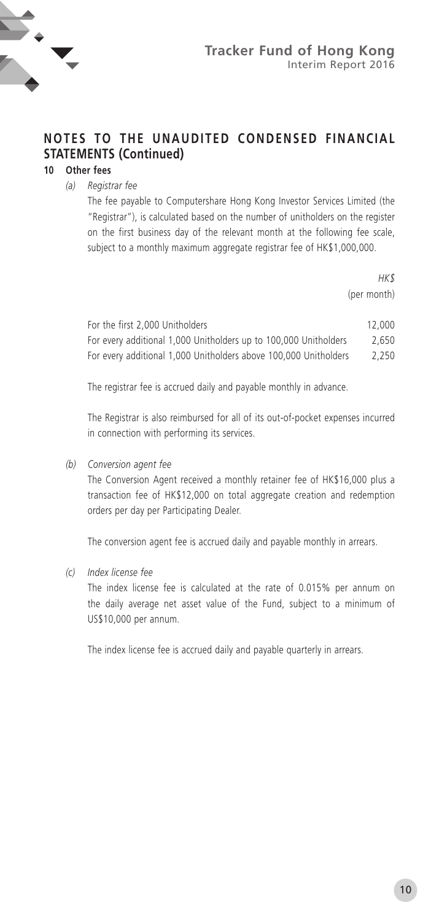## NOTES TO THE UNAUDITED CONDENSED FINANCIAL STATEMENTS (Continued)

### 10 Other fees

*(a) Registrar fee*

The fee payable to Computershare Hong Kong Investor Services Limited (the "Registrar"), is calculated based on the number of unitholders on the register on the first business day of the relevant month at the following fee scale, subject to a monthly maximum aggregate registrar fee of HK$1,000,000.

| | *HK$* (per month) |
|---|---|
| For the first 2,000 Unitholders | 12,000 |
| For every additional 1,000 Unitholders up to 100,000 Unitholders | 2,650 |
| For every additional 1,000 Unitholders above 100,000 Unitholders | 2,250 |

The registrar fee is accrued daily and payable monthly in advance.

The Registrar is also reimbursed for all of its out-of-pocket expenses incurred in connection with performing its services.

*(b) Conversion agent fee*

The Conversion Agent received a monthly retainer fee of HK$16,000 plus a transaction fee of HK$12,000 on total aggregate creation and redemption orders per day per Participating Dealer.

The conversion agent fee is accrued daily and payable monthly in arrears.

*(c) Index license fee*

The index license fee is calculated at the rate of 0.015% per annum on the daily average net asset value of the Fund, subject to a minimum of US$10,000 per annum.

The index license fee is accrued daily and payable quarterly in arrears.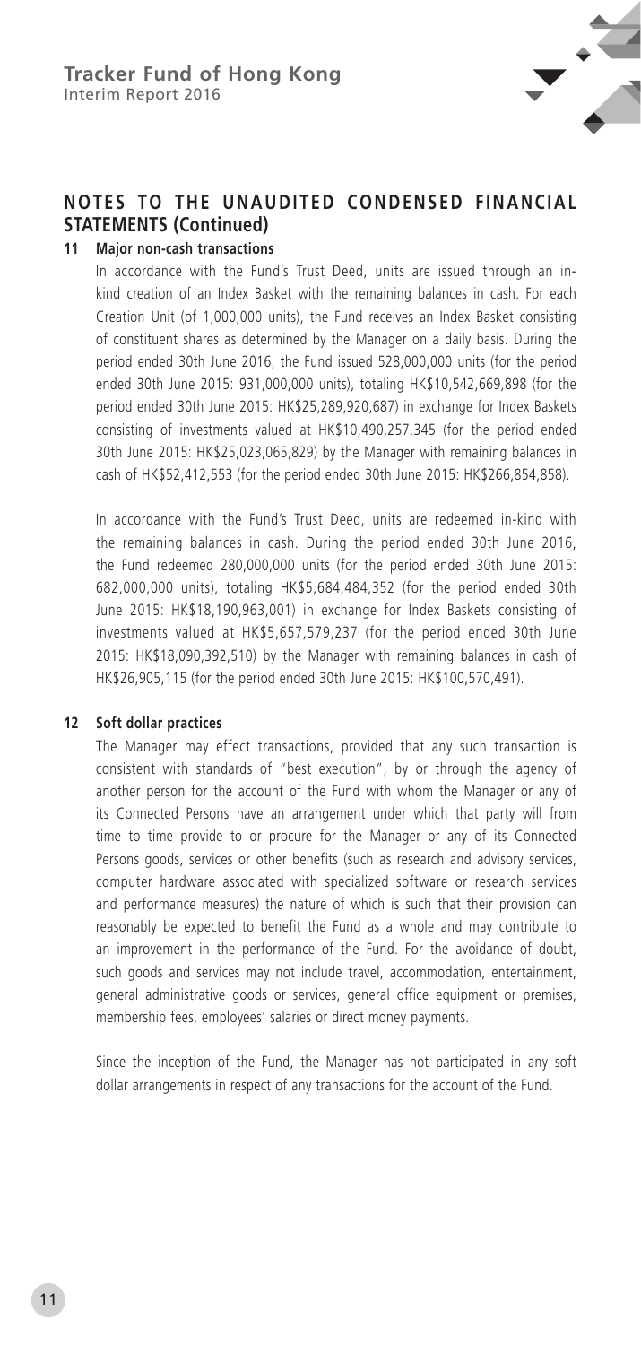## NOTES TO THE UNAUDITED CONDENSED FINANCIAL STATEMENTS (Continued)

### 11 Major non-cash transactions

In accordance with the Fund's Trust Deed, units are issued through an in-kind creation of an Index Basket with the remaining balances in cash. For each Creation Unit (of 1,000,000 units), the Fund receives an Index Basket consisting of constituent shares as determined by the Manager on a daily basis. During the period ended 30th June 2016, the Fund issued 528,000,000 units (for the period ended 30th June 2015: 931,000,000 units), totaling HK$10,542,669,898 (for the period ended 30th June 2015: HK$25,289,920,687) in exchange for Index Baskets consisting of investments valued at HK$10,490,257,345 (for the period ended 30th June 2015: HK$25,023,065,829) by the Manager with remaining balances in cash of HK$52,412,553 (for the period ended 30th June 2015: HK$266,854,858).

In accordance with the Fund's Trust Deed, units are redeemed in-kind with the remaining balances in cash. During the period ended 30th June 2016, the Fund redeemed 280,000,000 units (for the period ended 30th June 2015: 682,000,000 units), totaling HK$5,684,484,352 (for the period ended 30th June 2015: HK$18,190,963,001) in exchange for Index Baskets consisting of investments valued at HK$5,657,579,237 (for the period ended 30th June 2015: HK$18,090,392,510) by the Manager with remaining balances in cash of HK$26,905,115 (for the period ended 30th June 2015: HK$100,570,491).

### 12 Soft dollar practices

The Manager may effect transactions, provided that any such transaction is consistent with standards of "best execution", by or through the agency of another person for the account of the Fund with whom the Manager or any of its Connected Persons have an arrangement under which that party will from time to time provide to or procure for the Manager or any of its Connected Persons goods, services or other benefits (such as research and advisory services, computer hardware associated with specialized software or research services and performance measures) the nature of which is such that their provision can reasonably be expected to benefit the Fund as a whole and may contribute to an improvement in the performance of the Fund. For the avoidance of doubt, such goods and services may not include travel, accommodation, entertainment, general administrative goods or services, general office equipment or premises, membership fees, employees' salaries or direct money payments.

Since the inception of the Fund, the Manager has not participated in any soft dollar arrangements in respect of any transactions for the account of the Fund.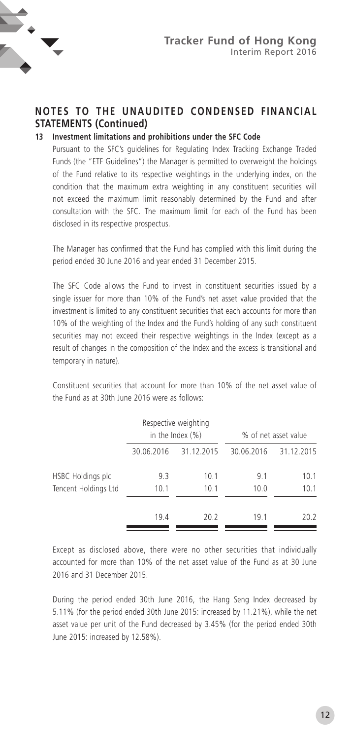## NOTES TO THE UNAUDITED CONDENSED FINANCIAL STATEMENTS (Continued)

### 13 Investment limitations and prohibitions under the SFC Code

Pursuant to the SFC's guidelines for Regulating Index Tracking Exchange Traded Funds (the "ETF Guidelines") the Manager is permitted to overweight the holdings of the Fund relative to its respective weightings in the underlying index, on the condition that the maximum extra weighting in any constituent securities will not exceed the maximum limit reasonably determined by the Fund and after consultation with the SFC. The maximum limit for each of the Fund has been disclosed in its respective prospectus.

The Manager has confirmed that the Fund has complied with this limit during the period ended 30 June 2016 and year ended 31 December 2015.

The SFC Code allows the Fund to invest in constituent securities issued by a single issuer for more than 10% of the Fund's net asset value provided that the investment is limited to any constituent securities that each accounts for more than 10% of the weighting of the Index and the Fund's holding of any such constituent securities may not exceed their respective weightings in the Index (except as a result of changes in the composition of the Index and the excess is transitional and temporary in nature).

Constituent securities that account for more than 10% of the net asset value of the Fund as at 30th June 2016 were as follows:

| | Respective weighting in the Index (%) | | % of net asset value | |
|---|---|---|---|---|
| | 30.06.2016 | 31.12.2015 | 30.06.2016 | 31.12.2015 |
| HSBC Holdings plc | 9.3 | 10.1 | 9.1 | 10.1 |
| Tencent Holdings Ltd | 10.1 | 10.1 | 10.0 | 10.1 |
| | 19.4 | 20.2 | 19.1 | 20.2 |

Except as disclosed above, there were no other securities that individually accounted for more than 10% of the net asset value of the Fund as at 30 June 2016 and 31 December 2015.

During the period ended 30th June 2016, the Hang Seng Index decreased by 5.11% (for the period ended 30th June 2015: increased by 11.21%), while the net asset value per unit of the Fund decreased by 3.45% (for the period ended 30th June 2015: increased by 12.58%).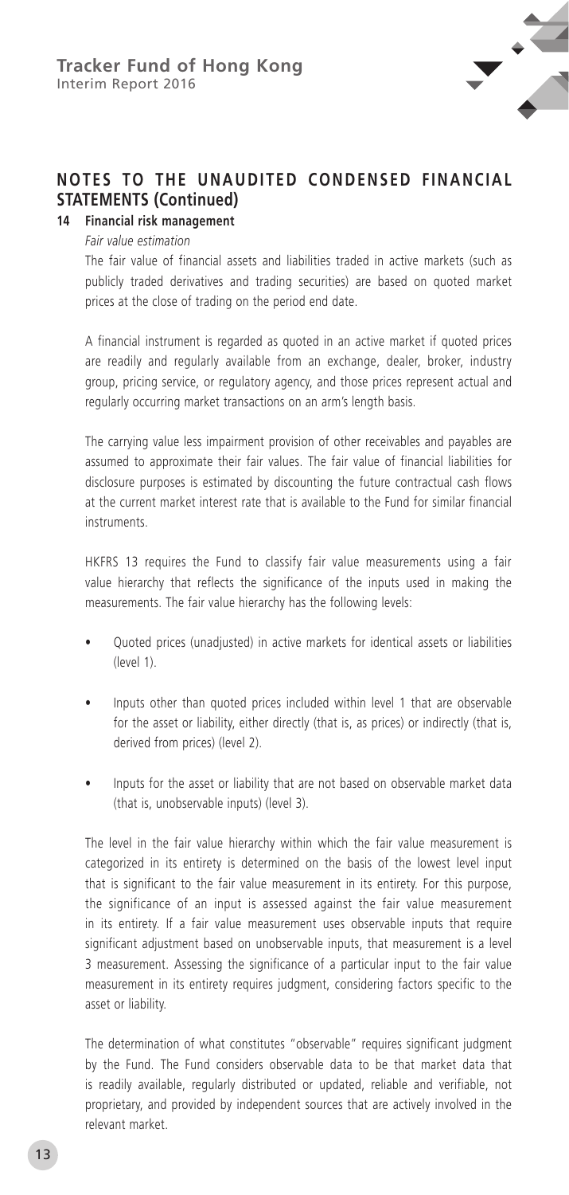## NOTES TO THE UNAUDITED CONDENSED FINANCIAL STATEMENTS (Continued)

### 14 Financial risk management

*Fair value estimation*

The fair value of financial assets and liabilities traded in active markets (such as publicly traded derivatives and trading securities) are based on quoted market prices at the close of trading on the period end date.

A financial instrument is regarded as quoted in an active market if quoted prices are readily and regularly available from an exchange, dealer, broker, industry group, pricing service, or regulatory agency, and those prices represent actual and regularly occurring market transactions on an arm's length basis.

The carrying value less impairment provision of other receivables and payables are assumed to approximate their fair values. The fair value of financial liabilities for disclosure purposes is estimated by discounting the future contractual cash flows at the current market interest rate that is available to the Fund for similar financial instruments.

HKFRS 13 requires the Fund to classify fair value measurements using a fair value hierarchy that reflects the significance of the inputs used in making the measurements. The fair value hierarchy has the following levels:

- Quoted prices (unadjusted) in active markets for identical assets or liabilities (level 1).
- Inputs other than quoted prices included within level 1 that are observable for the asset or liability, either directly (that is, as prices) or indirectly (that is, derived from prices) (level 2).
- Inputs for the asset or liability that are not based on observable market data (that is, unobservable inputs) (level 3).

The level in the fair value hierarchy within which the fair value measurement is categorized in its entirety is determined on the basis of the lowest level input that is significant to the fair value measurement in its entirety. For this purpose, the significance of an input is assessed against the fair value measurement in its entirety. If a fair value measurement uses observable inputs that require significant adjustment based on unobservable inputs, that measurement is a level 3 measurement. Assessing the significance of a particular input to the fair value measurement in its entirety requires judgment, considering factors specific to the asset or liability.

The determination of what constitutes "observable" requires significant judgment by the Fund. The Fund considers observable data to be that market data that is readily available, regularly distributed or updated, reliable and verifiable, not proprietary, and provided by independent sources that are actively involved in the relevant market.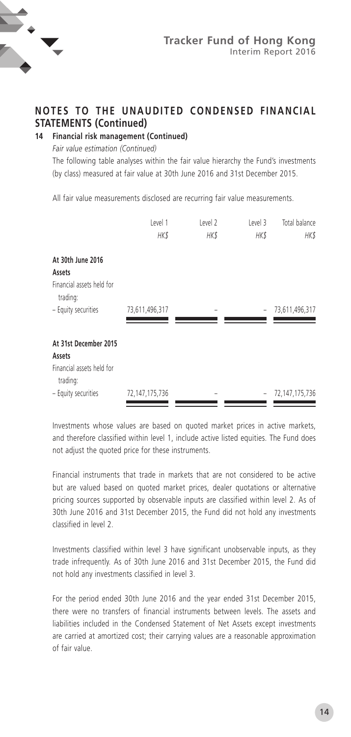## NOTES TO THE UNAUDITED CONDENSED FINANCIAL STATEMENTS (Continued)

### 14 Financial risk management (Continued)

*Fair value estimation (Continued)*

The following table analyses within the fair value hierarchy the Fund's investments (by class) measured at fair value at 30th June 2016 and 31st December 2015.

All fair value measurements disclosed are recurring fair value measurements.

| | Level 1 | Level 2 | Level 3 | Total balance |
|---|---|---|---|---|
| | *HK$* | *HK$* | *HK$* | *HK$* |
| **At 30th June 2016** | | | | |
| **Assets** | | | | |
| Financial assets held for trading: | | | | |
| – Equity securities | 73,611,496,317 | – | – | 73,611,496,317 |
| **At 31st December 2015** | | | | |
| **Assets** | | | | |
| Financial assets held for trading: | | | | |
| – Equity securities | 72,147,175,736 | – | – | 72,147,175,736 |

Investments whose values are based on quoted market prices in active markets, and therefore classified within level 1, include active listed equities. The Fund does not adjust the quoted price for these instruments.

Financial instruments that trade in markets that are not considered to be active but are valued based on quoted market prices, dealer quotations or alternative pricing sources supported by observable inputs are classified within level 2. As of 30th June 2016 and 31st December 2015, the Fund did not hold any investments classified in level 2.

Investments classified within level 3 have significant unobservable inputs, as they trade infrequently. As of 30th June 2016 and 31st December 2015, the Fund did not hold any investments classified in level 3.

For the period ended 30th June 2016 and the year ended 31st December 2015, there were no transfers of financial instruments between levels. The assets and liabilities included in the Condensed Statement of Net Assets except investments are carried at amortized cost; their carrying values are a reasonable approximation of fair value.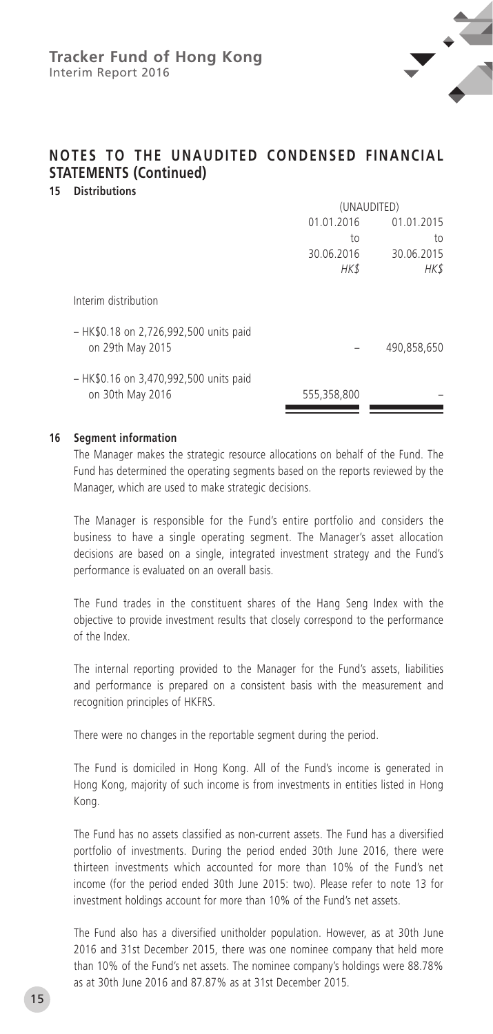## NOTES TO THE UNAUDITED CONDENSED FINANCIAL STATEMENTS (Continued)

### 15 Distributions

| | (UNAUDITED) | |
|---|---|---|
| | 01.01.2016 to 30.06.2016 | 01.01.2015 to 30.06.2015 |
| | *HK$* | *HK$* |
| Interim distribution | | |
| – HK$0.18 on 2,726,992,500 units paid on 29th May 2015 | – | 490,858,650 |
| – HK$0.16 on 3,470,992,500 units paid on 30th May 2016 | 555,358,800 | – |

### 16 Segment information

The Manager makes the strategic resource allocations on behalf of the Fund. The Fund has determined the operating segments based on the reports reviewed by the Manager, which are used to make strategic decisions.

The Manager is responsible for the Fund's entire portfolio and considers the business to have a single operating segment. The Manager's asset allocation decisions are based on a single, integrated investment strategy and the Fund's performance is evaluated on an overall basis.

The Fund trades in the constituent shares of the Hang Seng Index with the objective to provide investment results that closely correspond to the performance of the Index.

The internal reporting provided to the Manager for the Fund's assets, liabilities and performance is prepared on a consistent basis with the measurement and recognition principles of HKFRS.

There were no changes in the reportable segment during the period.

The Fund is domiciled in Hong Kong. All of the Fund's income is generated in Hong Kong, majority of such income is from investments in entities listed in Hong Kong.

The Fund has no assets classified as non-current assets. The Fund has a diversified portfolio of investments. During the period ended 30th June 2016, there were thirteen investments which accounted for more than 10% of the Fund's net income (for the period ended 30th June 2015: two). Please refer to note 13 for investment holdings account for more than 10% of the Fund's net assets.

The Fund also has a diversified unitholder population. However, as at 30th June 2016 and 31st December 2015, there was one nominee company that held more than 10% of the Fund's net assets. The nominee company's holdings were 88.78% as at 30th June 2016 and 87.87% as at 31st December 2015.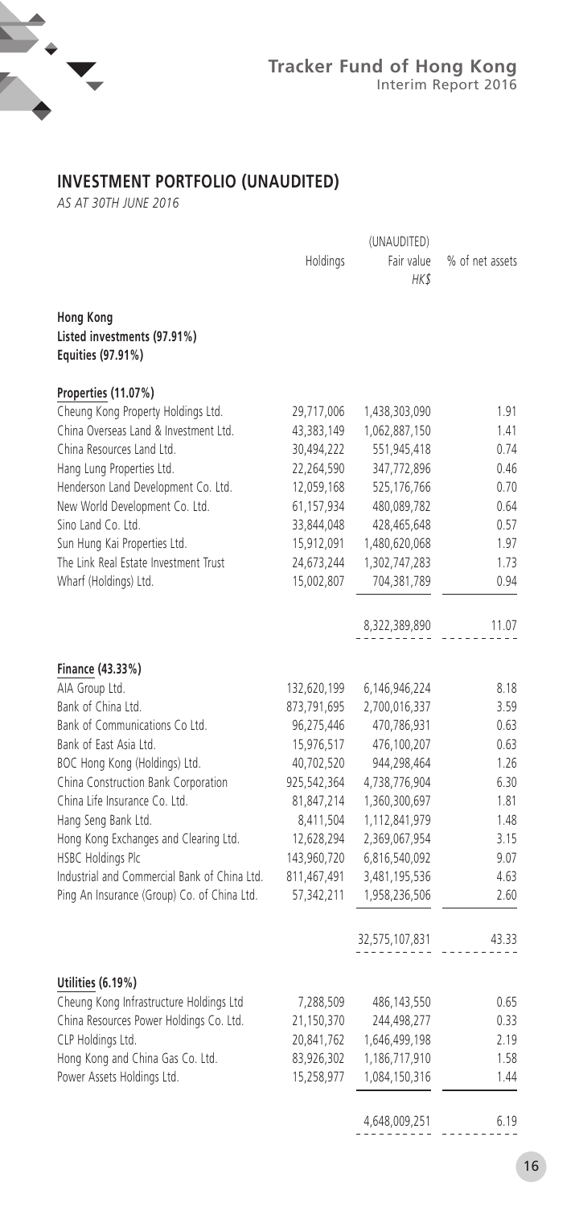## INVESTMENT PORTFOLIO (UNAUDITED)

*AS AT 30TH JUNE 2016*

| | Holdings | (UNAUDITED) Fair value HK$ | % of net assets |
|---|---|---|---|
| **Hong Kong** | | | |
| **Listed investments (97.91%)** | | | |
| **Equities (97.91%)** | | | |
| **Properties (11.07%)** | | | |
| Cheung Kong Property Holdings Ltd. | 29,717,006 | 1,438,303,090 | 1.91 |
| China Overseas Land & Investment Ltd. | 43,383,149 | 1,062,887,150 | 1.41 |
| China Resources Land Ltd. | 30,494,222 | 551,945,418 | 0.74 |
| Hang Lung Properties Ltd. | 22,264,590 | 347,772,896 | 0.46 |
| Henderson Land Development Co. Ltd. | 12,059,168 | 525,176,766 | 0.70 |
| New World Development Co. Ltd. | 61,157,934 | 480,089,782 | 0.64 |
| Sino Land Co. Ltd. | 33,844,048 | 428,465,648 | 0.57 |
| Sun Hung Kai Properties Ltd. | 15,912,091 | 1,480,620,068 | 1.97 |
| The Link Real Estate Investment Trust | 24,673,244 | 1,302,747,283 | 1.73 |
| Wharf (Holdings) Ltd. | 15,002,807 | 704,381,789 | 0.94 |
| | | 8,322,389,890 | 11.07 |
| **Finance (43.33%)** | | | |
| AIA Group Ltd. | 132,620,199 | 6,146,946,224 | 8.18 |
| Bank of China Ltd. | 873,791,695 | 2,700,016,337 | 3.59 |
| Bank of Communications Co Ltd. | 96,275,446 | 470,786,931 | 0.63 |
| Bank of East Asia Ltd. | 15,976,517 | 476,100,207 | 0.63 |
| BOC Hong Kong (Holdings) Ltd. | 40,702,520 | 944,298,464 | 1.26 |
| China Construction Bank Corporation | 925,542,364 | 4,738,776,904 | 6.30 |
| China Life Insurance Co. Ltd. | 81,847,214 | 1,360,300,697 | 1.81 |
| Hang Seng Bank Ltd. | 8,411,504 | 1,112,841,979 | 1.48 |
| Hong Kong Exchanges and Clearing Ltd. | 12,628,294 | 2,369,067,954 | 3.15 |
| HSBC Holdings Plc | 143,960,720 | 6,816,540,092 | 9.07 |
| Industrial and Commercial Bank of China Ltd. | 811,467,491 | 3,481,195,536 | 4.63 |
| Ping An Insurance (Group) Co. of China Ltd. | 57,342,211 | 1,958,236,506 | 2.60 |
| | | 32,575,107,831 | 43.33 |
| **Utilities (6.19%)** | | | |
| Cheung Kong Infrastructure Holdings Ltd | 7,288,509 | 486,143,550 | 0.65 |
| China Resources Power Holdings Co. Ltd. | 21,150,370 | 244,498,277 | 0.33 |
| CLP Holdings Ltd. | 20,841,762 | 1,646,499,198 | 2.19 |
| Hong Kong and China Gas Co. Ltd. | 83,926,302 | 1,186,717,910 | 1.58 |
| Power Assets Holdings Ltd. | 15,258,977 | 1,084,150,316 | 1.44 |
| | | 4,648,009,251 | 6.19 |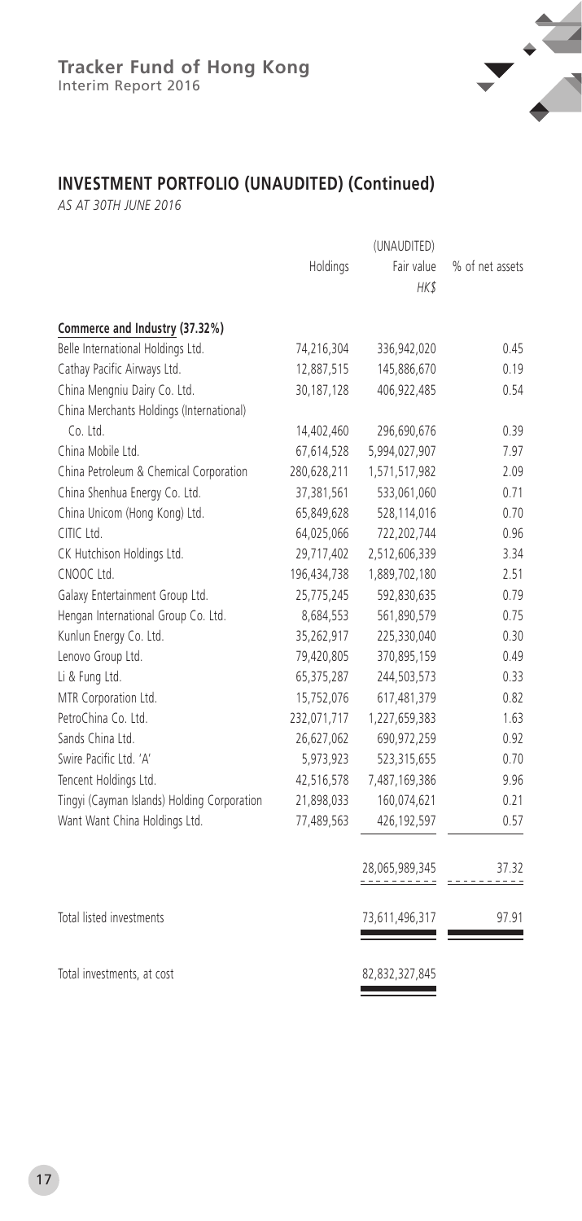## INVESTMENT PORTFOLIO (UNAUDITED) (Continued)

*AS AT 30TH JUNE 2016*

| | Holdings | (UNAUDITED) Fair value HK$ | % of net assets |
|---|---|---|---|
| **Commerce and Industry (37.32%)** | | | |
| Belle International Holdings Ltd. | 74,216,304 | 336,942,020 | 0.45 |
| Cathay Pacific Airways Ltd. | 12,887,515 | 145,886,670 | 0.19 |
| China Mengniu Dairy Co. Ltd. | 30,187,128 | 406,922,485 | 0.54 |
| China Merchants Holdings (International) Co. Ltd. | 14,402,460 | 296,690,676 | 0.39 |
| China Mobile Ltd. | 67,614,528 | 5,994,027,907 | 7.97 |
| China Petroleum & Chemical Corporation | 280,628,211 | 1,571,517,982 | 2.09 |
| China Shenhua Energy Co. Ltd. | 37,381,561 | 533,061,060 | 0.71 |
| China Unicom (Hong Kong) Ltd. | 65,849,628 | 528,114,016 | 0.70 |
| CITIC Ltd. | 64,025,066 | 722,202,744 | 0.96 |
| CK Hutchison Holdings Ltd. | 29,717,402 | 2,512,606,339 | 3.34 |
| CNOOC Ltd. | 196,434,738 | 1,889,702,180 | 2.51 |
| Galaxy Entertainment Group Ltd. | 25,775,245 | 592,830,635 | 0.79 |
| Hengan International Group Co. Ltd. | 8,684,553 | 561,890,579 | 0.75 |
| Kunlun Energy Co. Ltd. | 35,262,917 | 225,330,040 | 0.30 |
| Lenovo Group Ltd. | 79,420,805 | 370,895,159 | 0.49 |
| Li & Fung Ltd. | 65,375,287 | 244,503,573 | 0.33 |
| MTR Corporation Ltd. | 15,752,076 | 617,481,379 | 0.82 |
| PetroChina Co. Ltd. | 232,071,717 | 1,227,659,383 | 1.63 |
| Sands China Ltd. | 26,627,062 | 690,972,259 | 0.92 |
| Swire Pacific Ltd. 'A' | 5,973,923 | 523,315,655 | 0.70 |
| Tencent Holdings Ltd. | 42,516,578 | 7,487,169,386 | 9.96 |
| Tingyi (Cayman Islands) Holding Corporation | 21,898,033 | 160,074,621 | 0.21 |
| Want Want China Holdings Ltd. | 77,489,563 | 426,192,597 | 0.57 |
| | | 28,065,989,345 | 37.32 |
| Total listed investments | | 73,611,496,317 | 97.91 |
| Total investments, at cost | | 82,832,327,845 | |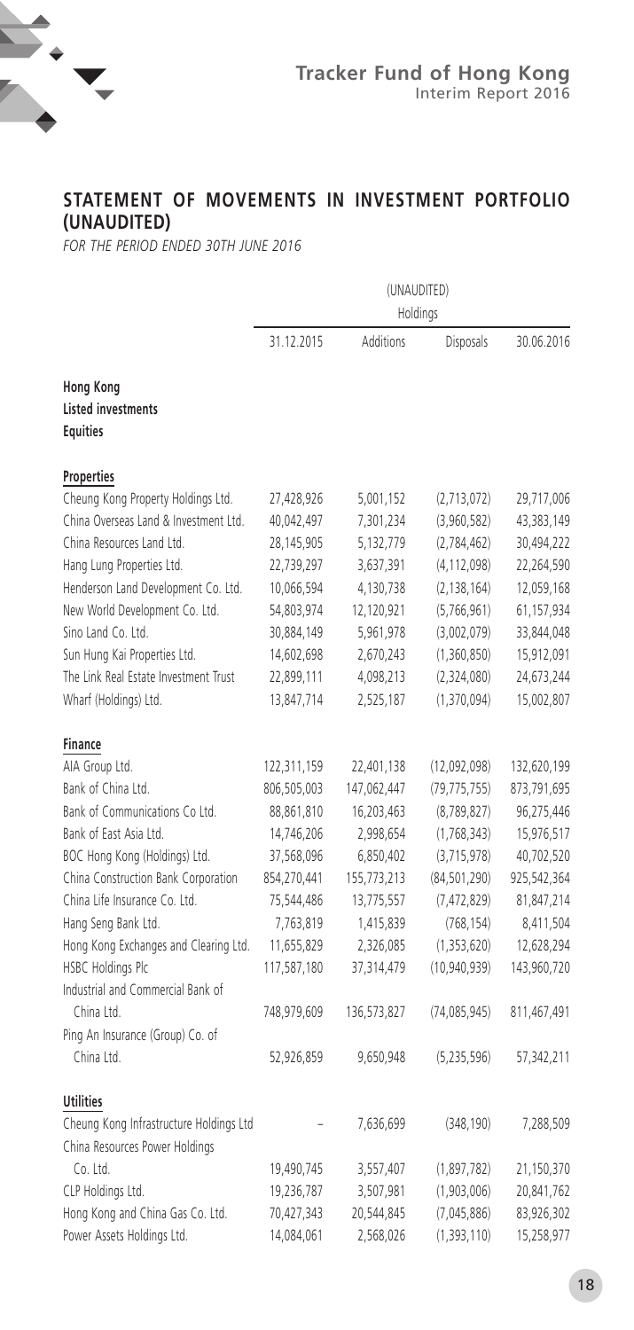## STATEMENT OF MOVEMENTS IN INVESTMENT PORTFOLIO (UNAUDITED)

*FOR THE PERIOD ENDED 30TH JUNE 2016*

| | (UNAUDITED) | | | |
|---|---|---|---|---|
| | Holdings | | | |
| | 31.12.2015 | Additions | Disposals | 30.06.2016 |
| **Hong Kong** | | | | |
| **Listed investments** | | | | |
| **Equities** | | | | |
| **Properties** | | | | |
| Cheung Kong Property Holdings Ltd. | 27,428,926 | 5,001,152 | (2,713,072) | 29,717,006 |
| China Overseas Land & Investment Ltd. | 40,042,497 | 7,301,234 | (3,960,582) | 43,383,149 |
| China Resources Land Ltd. | 28,145,905 | 5,132,779 | (2,784,462) | 30,494,222 |
| Hang Lung Properties Ltd. | 22,739,297 | 3,637,391 | (4,112,098) | 22,264,590 |
| Henderson Land Development Co. Ltd. | 10,066,594 | 4,130,738 | (2,138,164) | 12,059,168 |
| New World Development Co. Ltd. | 54,803,974 | 12,120,921 | (5,766,961) | 61,157,934 |
| Sino Land Co. Ltd. | 30,884,149 | 5,961,978 | (3,002,079) | 33,844,048 |
| Sun Hung Kai Properties Ltd. | 14,602,698 | 2,670,243 | (1,360,850) | 15,912,091 |
| The Link Real Estate Investment Trust | 22,899,111 | 4,098,213 | (2,324,080) | 24,673,244 |
| Wharf (Holdings) Ltd. | 13,847,714 | 2,525,187 | (1,370,094) | 15,002,807 |
| **Finance** | | | | |
| AIA Group Ltd. | 122,311,159 | 22,401,138 | (12,092,098) | 132,620,199 |
| Bank of China Ltd. | 806,505,003 | 147,062,447 | (79,775,755) | 873,791,695 |
| Bank of Communications Co Ltd. | 88,861,810 | 16,203,463 | (8,789,827) | 96,275,446 |
| Bank of East Asia Ltd. | 14,746,206 | 2,998,654 | (1,768,343) | 15,976,517 |
| BOC Hong Kong (Holdings) Ltd. | 37,568,096 | 6,850,402 | (3,715,978) | 40,702,520 |
| China Construction Bank Corporation | 854,270,441 | 155,773,213 | (84,501,290) | 925,542,364 |
| China Life Insurance Co. Ltd. | 75,544,486 | 13,775,557 | (7,472,829) | 81,847,214 |
| Hang Seng Bank Ltd. | 7,763,819 | 1,415,839 | (768,154) | 8,411,504 |
| Hong Kong Exchanges and Clearing Ltd. | 11,655,829 | 2,326,085 | (1,353,620) | 12,628,294 |
| HSBC Holdings Plc | 117,587,180 | 37,314,479 | (10,940,939) | 143,960,720 |
| Industrial and Commercial Bank of China Ltd. | 748,979,609 | 136,573,827 | (74,085,945) | 811,467,491 |
| Ping An Insurance (Group) Co. of China Ltd. | 52,926,859 | 9,650,948 | (5,235,596) | 57,342,211 |
| **Utilities** | | | | |
| Cheung Kong Infrastructure Holdings Ltd | – | 7,636,699 | (348,190) | 7,288,509 |
| China Resources Power Holdings Co. Ltd. | 19,490,745 | 3,557,407 | (1,897,782) | 21,150,370 |
| CLP Holdings Ltd. | 19,236,787 | 3,507,981 | (1,903,006) | 20,841,762 |
| Hong Kong and China Gas Co. Ltd. | 70,427,343 | 20,544,845 | (7,045,886) | 83,926,302 |
| Power Assets Holdings Ltd. | 14,084,061 | 2,568,026 | (1,393,110) | 15,258,977 |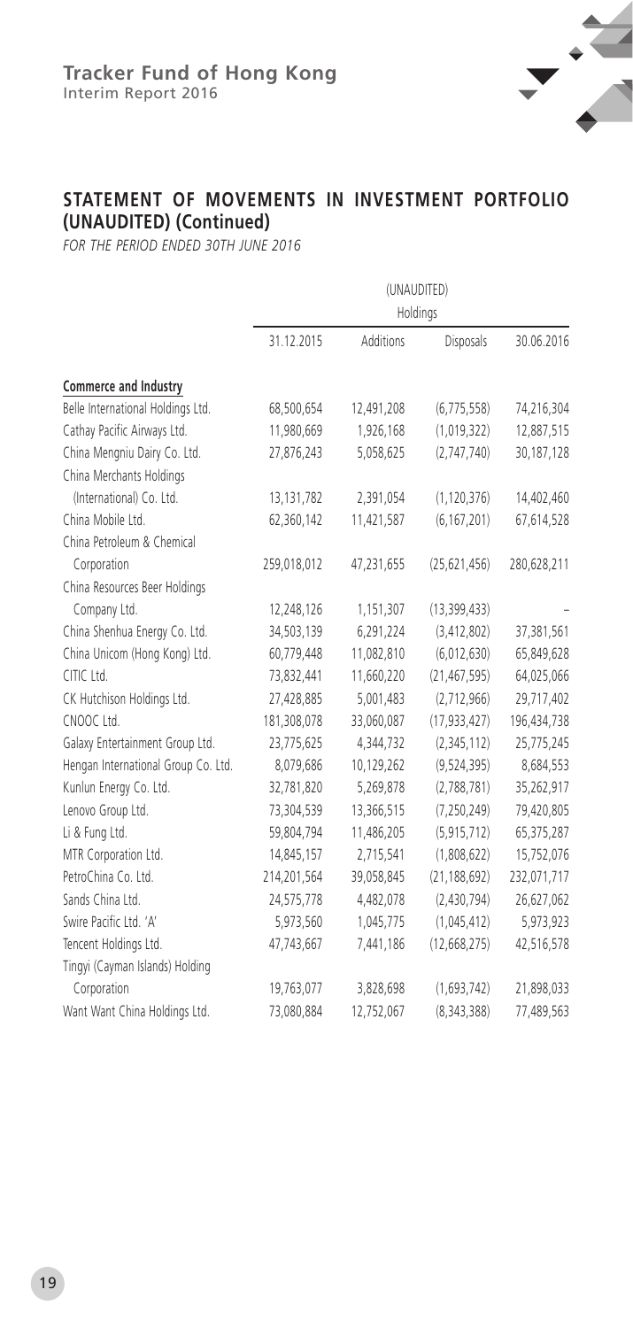## STATEMENT OF MOVEMENTS IN INVESTMENT PORTFOLIO (UNAUDITED) (Continued)

*FOR THE PERIOD ENDED 30TH JUNE 2016*

| | (UNAUDITED) | | | |
|---|---|---|---|---|
| | Holdings | | | |
| | 31.12.2015 | Additions | Disposals | 30.06.2016 |
| **Commerce and Industry** | | | | |
| Belle International Holdings Ltd. | 68,500,654 | 12,491,208 | (6,775,558) | 74,216,304 |
| Cathay Pacific Airways Ltd. | 11,980,669 | 1,926,168 | (1,019,322) | 12,887,515 |
| China Mengniu Dairy Co. Ltd. | 27,876,243 | 5,058,625 | (2,747,740) | 30,187,128 |
| China Merchants Holdings (International) Co. Ltd. | 13,131,782 | 2,391,054 | (1,120,376) | 14,402,460 |
| China Mobile Ltd. | 62,360,142 | 11,421,587 | (6,167,201) | 67,614,528 |
| China Petroleum & Chemical Corporation | 259,018,012 | 47,231,655 | (25,621,456) | 280,628,211 |
| China Resources Beer Holdings Company Ltd. | 12,248,126 | 1,151,307 | (13,399,433) | – |
| China Shenhua Energy Co. Ltd. | 34,503,139 | 6,291,224 | (3,412,802) | 37,381,561 |
| China Unicom (Hong Kong) Ltd. | 60,779,448 | 11,082,810 | (6,012,630) | 65,849,628 |
| CITIC Ltd. | 73,832,441 | 11,660,220 | (21,467,595) | 64,025,066 |
| CK Hutchison Holdings Ltd. | 27,428,885 | 5,001,483 | (2,712,966) | 29,717,402 |
| CNOOC Ltd. | 181,308,078 | 33,060,087 | (17,933,427) | 196,434,738 |
| Galaxy Entertainment Group Ltd. | 23,775,625 | 4,344,732 | (2,345,112) | 25,775,245 |
| Hengan International Group Co. Ltd. | 8,079,686 | 10,129,262 | (9,524,395) | 8,684,553 |
| Kunlun Energy Co. Ltd. | 32,781,820 | 5,269,878 | (2,788,781) | 35,262,917 |
| Lenovo Group Ltd. | 73,304,539 | 13,366,515 | (7,250,249) | 79,420,805 |
| Li & Fung Ltd. | 59,804,794 | 11,486,205 | (5,915,712) | 65,375,287 |
| MTR Corporation Ltd. | 14,845,157 | 2,715,541 | (1,808,622) | 15,752,076 |
| PetroChina Co. Ltd. | 214,201,564 | 39,058,845 | (21,188,692) | 232,071,717 |
| Sands China Ltd. | 24,575,778 | 4,482,078 | (2,430,794) | 26,627,062 |
| Swire Pacific Ltd. 'A' | 5,973,560 | 1,045,775 | (1,045,412) | 5,973,923 |
| Tencent Holdings Ltd. | 47,743,667 | 7,441,186 | (12,668,275) | 42,516,578 |
| Tingyi (Cayman Islands) Holding Corporation | 19,763,077 | 3,828,698 | (1,693,742) | 21,898,033 |
| Want Want China Holdings Ltd. | 73,080,884 | 12,752,067 | (8,343,388) | 77,489,563 |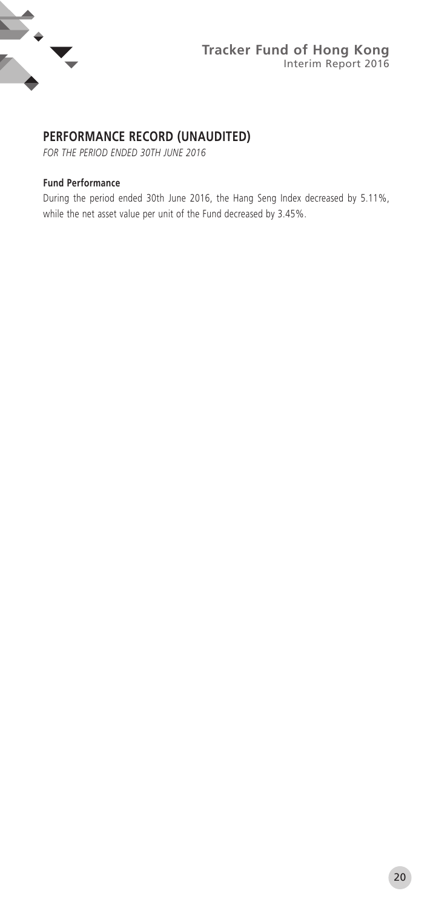## PERFORMANCE RECORD (UNAUDITED)

*FOR THE PERIOD ENDED 30TH JUNE 2016*

### Fund Performance

During the period ended 30th June 2016, the Hang Seng Index decreased by 5.11%, while the net asset value per unit of the Fund decreased by 3.45%.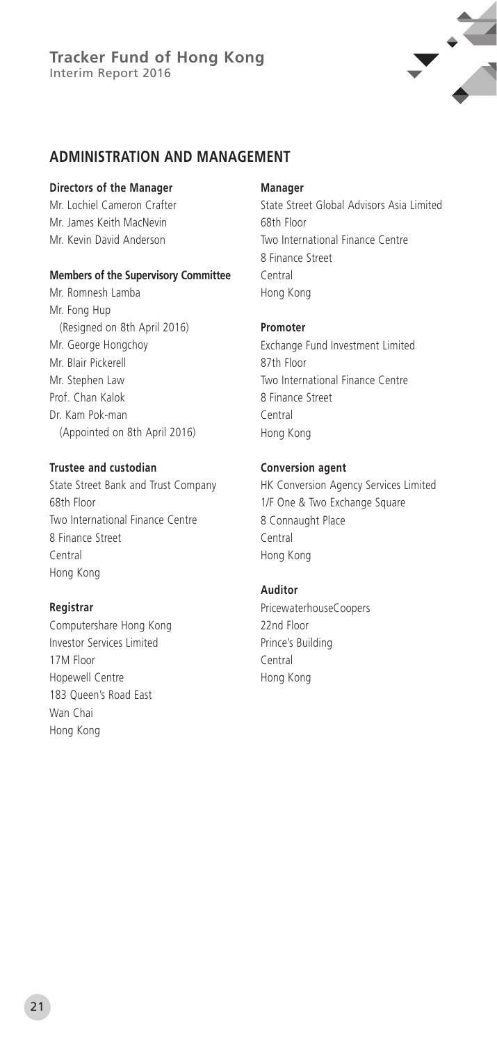## ADMINISTRATION AND MANAGEMENT

**Directors of the Manager**

Mr. Lochiel Cameron Crafter
Mr. James Keith MacNevin
Mr. Kevin David Anderson

**Members of the Supervisory Committee**

Mr. Romnesh Lamba
Mr. Fong Hup
(Resigned on 8th April 2016)
Mr. George Hongchoy
Mr. Blair Pickerell
Mr. Stephen Law
Prof. Chan Kalok
Dr. Kam Pok-man
(Appointed on 8th April 2016)

**Trustee and custodian**

State Street Bank and Trust Company
68th Floor
Two International Finance Centre
8 Finance Street
Central
Hong Kong

**Registrar**

Computershare Hong Kong
Investor Services Limited
17M Floor
Hopewell Centre
183 Queen's Road East
Wan Chai
Hong Kong

**Manager**

State Street Global Advisors Asia Limited
68th Floor
Two International Finance Centre
8 Finance Street
Central
Hong Kong

**Promoter**

Exchange Fund Investment Limited
87th Floor
Two International Finance Centre
8 Finance Street
Central
Hong Kong

**Conversion agent**

HK Conversion Agency Services Limited
1/F One & Two Exchange Square
8 Connaught Place
Central
Hong Kong

**Auditor**

PricewaterhouseCoopers
22nd Floor
Prince's Building
Central
Hong Kong